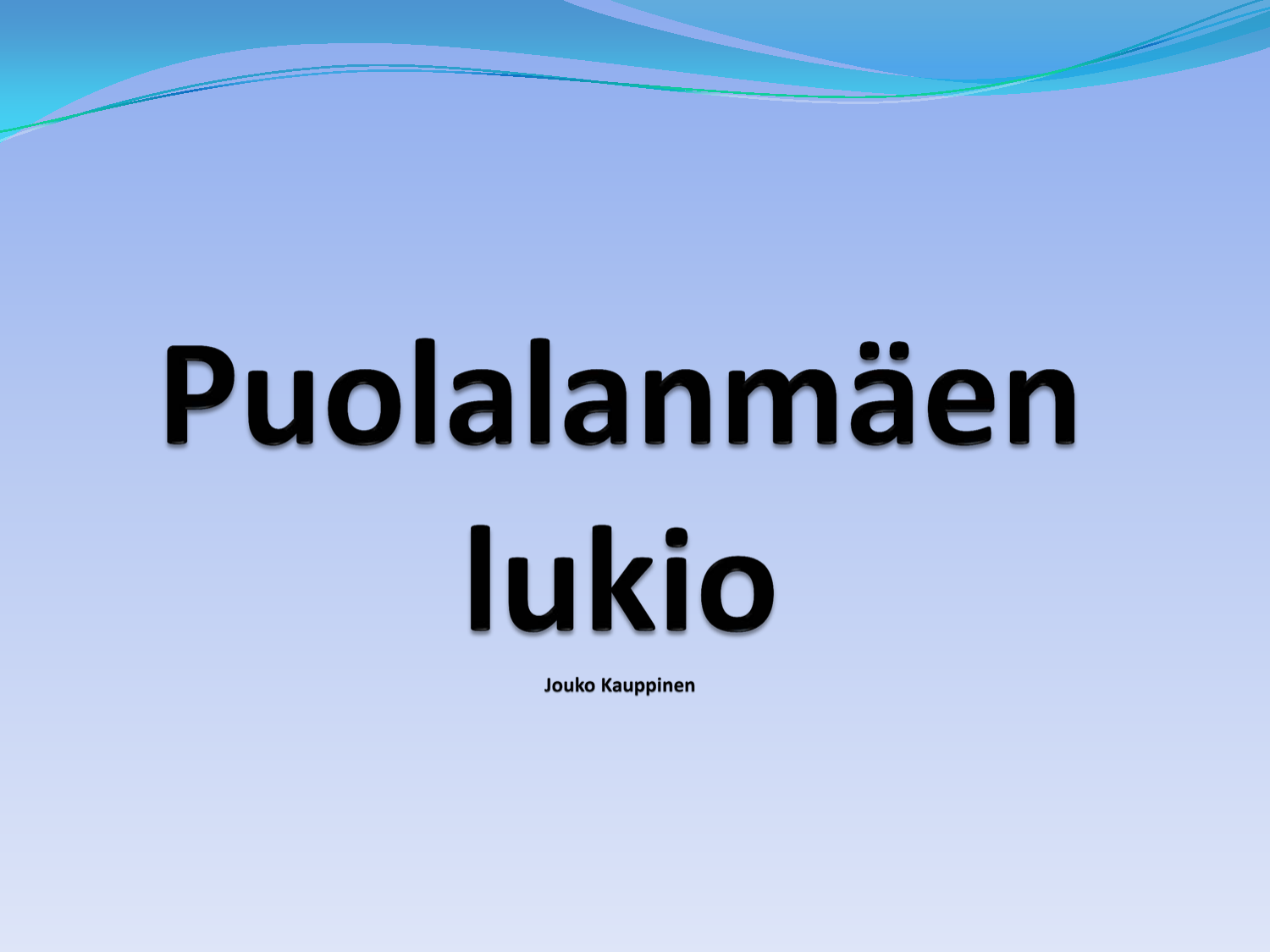# Puolalanmäen lukio

Jouko Kauppinen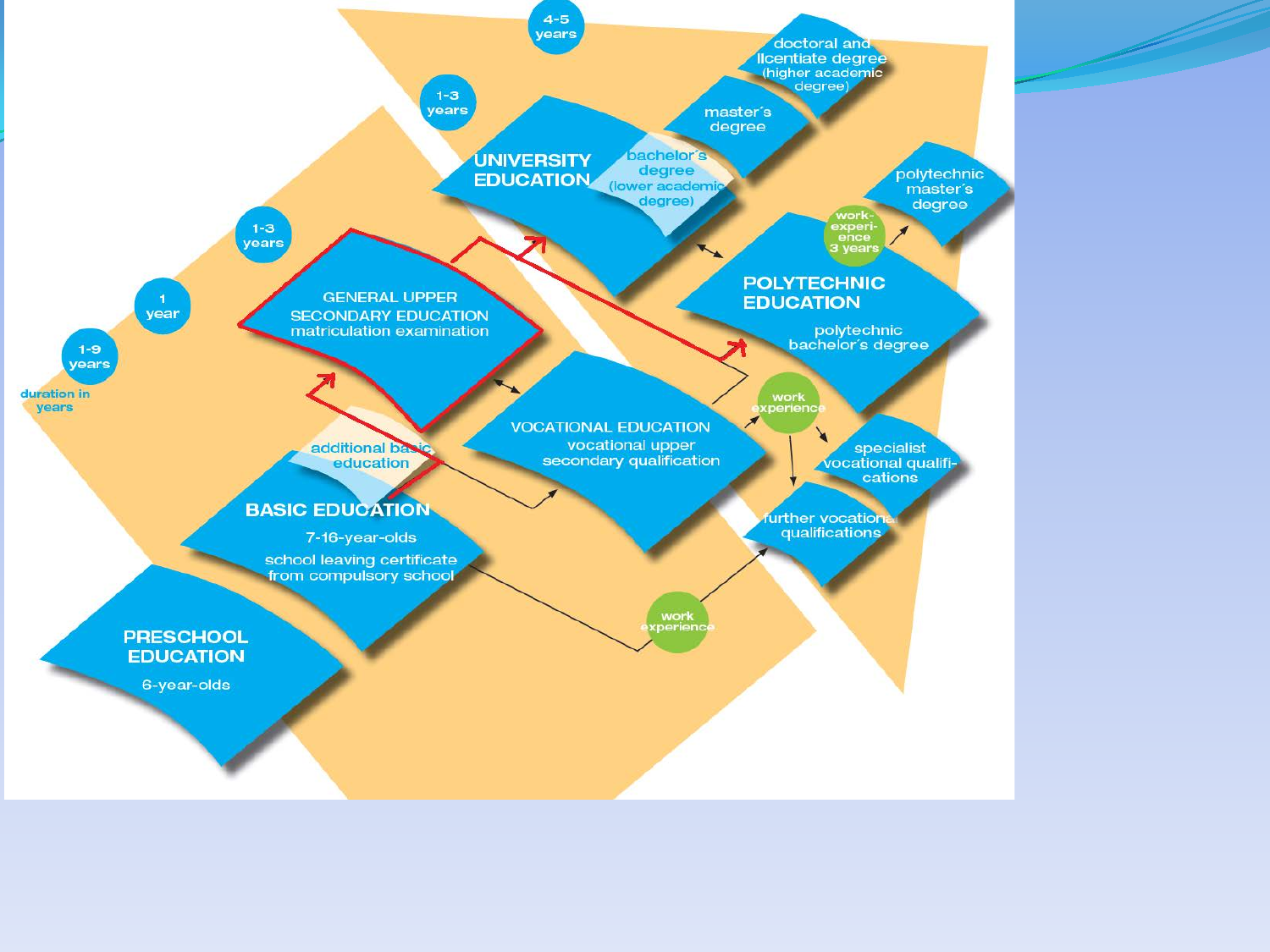4-5 years

1-3 years

1-3 years

1 year

1-9 years

duration in years

doctoral and licentiate degree (higher academic degree)

master´s degree

UNIVERSITY EDUCATION

bachelor´s degree (lower academic degree)

polytechnic master´s degree

work-experience 3 years

POLYTECHNIC EDUCATION

polytechnic bachelor´s degree

GENERAL UPPER SECONDARY EDUCATION

matriculation examination

VOCATIONAL EDUCATION

vocational upper secondary qualification

work experience

specialist vocational qualifications

further vocational qualifications

additional basic education

BASIC EDUCATION

7-16-year-olds

school leaving certificate from compulsory school

work experience

PRESCHOOL EDUCATION

6-year-olds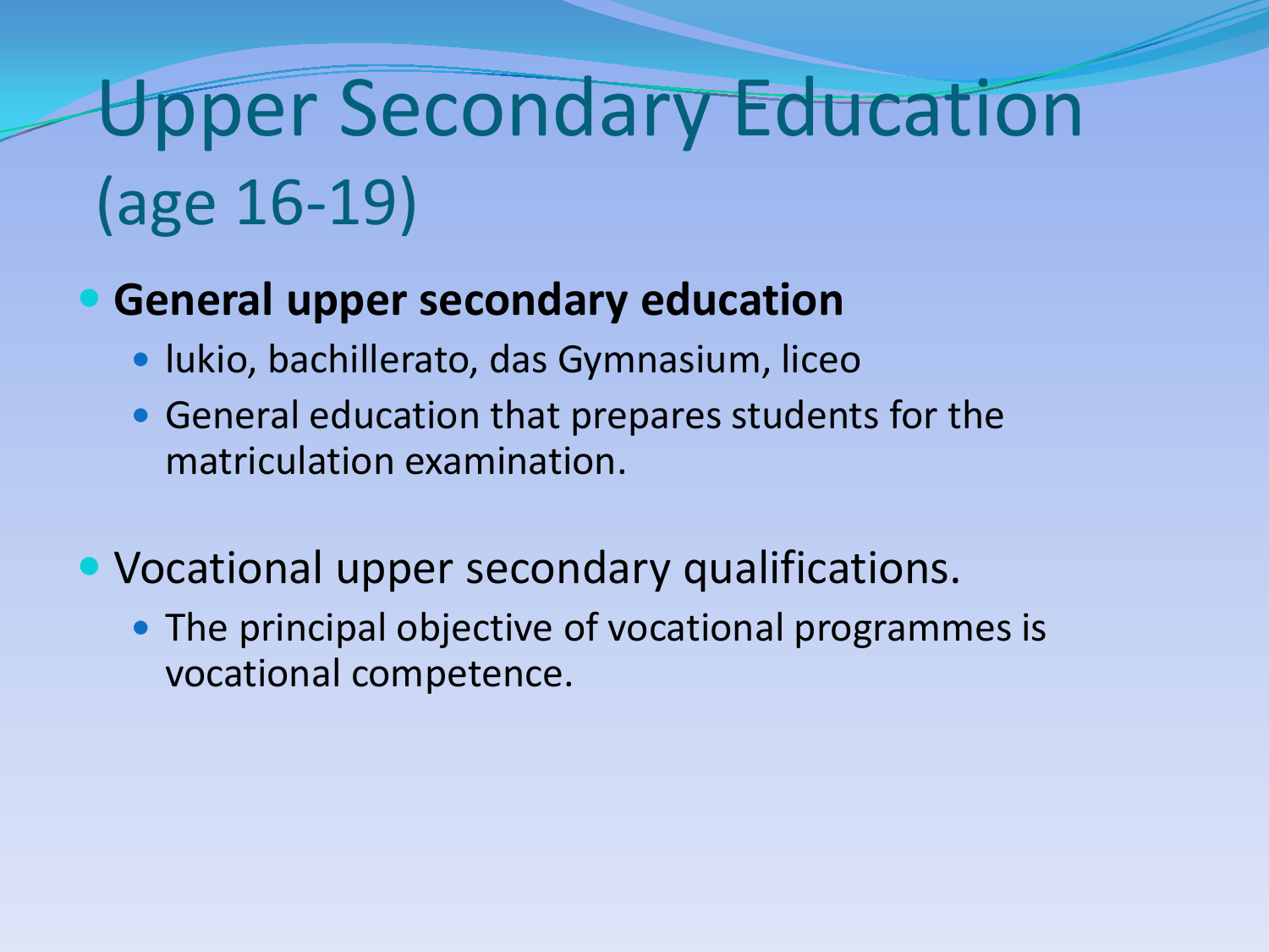# Upper Secondary Education (age 16-19)

- **General upper secondary education**
  - lukio, bachillerato, das Gymnasium, liceo
  - General education that prepares students for the matriculation examination.

- Vocational upper secondary qualifications.
  - The principal objective of vocational programmes is vocational competence.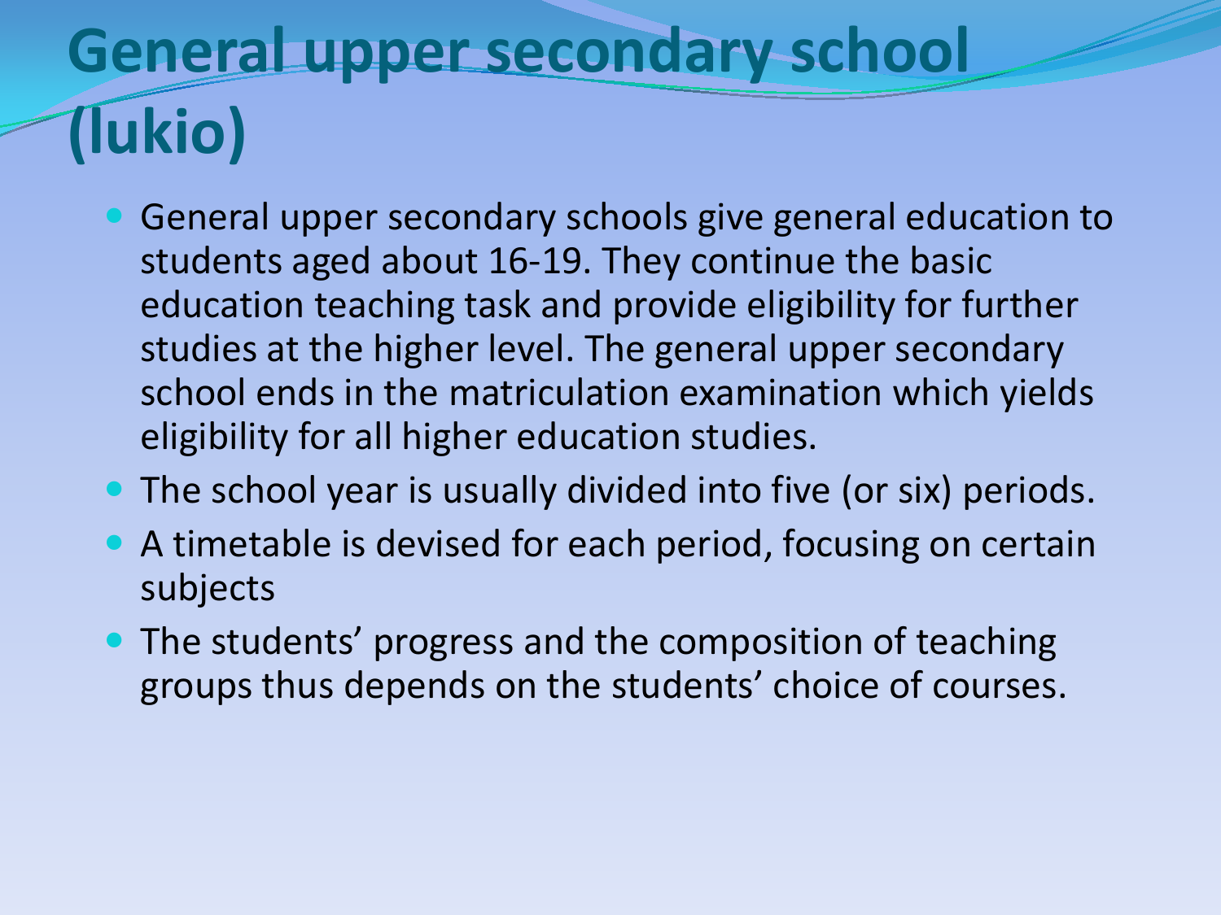# General upper secondary school (lukio)

- General upper secondary schools give general education to students aged about 16-19. They continue the basic education teaching task and provide eligibility for further studies at the higher level. The general upper secondary school ends in the matriculation examination which yields eligibility for all higher education studies.
- The school year is usually divided into five (or six) periods.
- A timetable is devised for each period, focusing on certain subjects
- The students' progress and the composition of teaching groups thus depends on the students' choice of courses.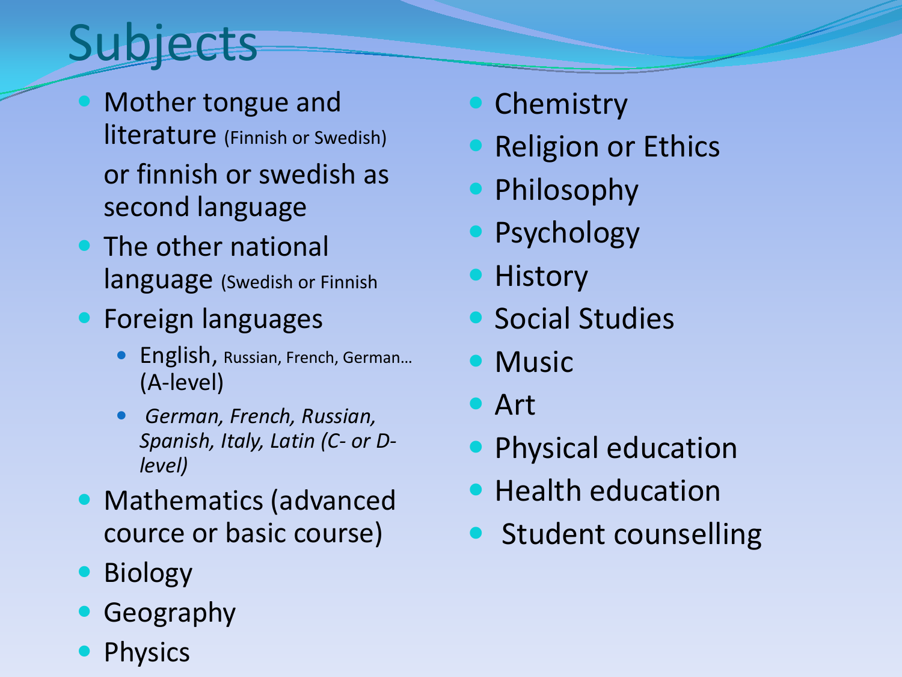# Subjects

- Mother tongue and literature (Finnish or Swedish) or finnish or swedish as second language
- The other national language (Swedish or Finnish
- Foreign languages
  - English, Russian, French, German… (A-level)
  - *German, French, Russian, Spanish, Italy, Latin (C- or D-level)*
- Mathematics (advanced cource or basic course)
- Biology
- Geography
- Physics
- Chemistry
- Religion or Ethics
- Philosophy
- Psychology
- History
- Social Studies
- Music
- Art
- Physical education
- Health education
- Student counselling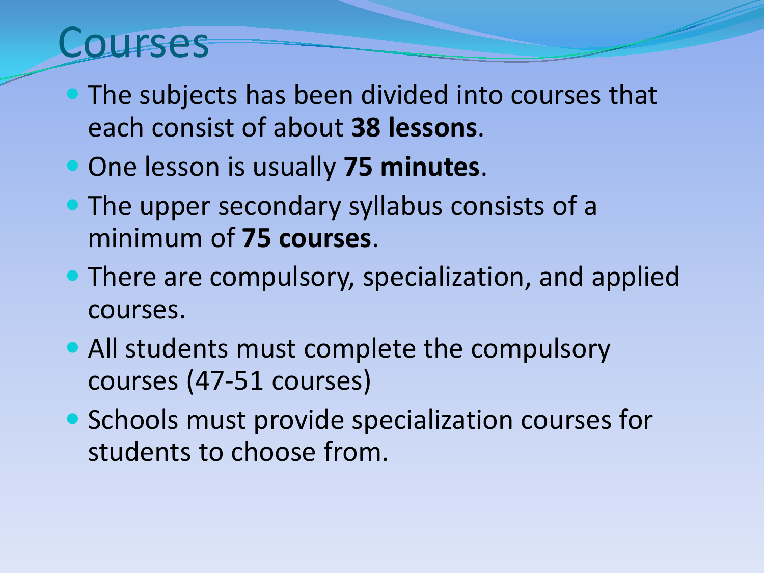# Courses

- The subjects has been divided into courses that each consist of about **38 lessons**.
- One lesson is usually **75 minutes**.
- The upper secondary syllabus consists of a minimum of **75 courses**.
- There are compulsory, specialization, and applied courses.
- All students must complete the compulsory courses (47-51 courses)
- Schools must provide specialization courses for students to choose from.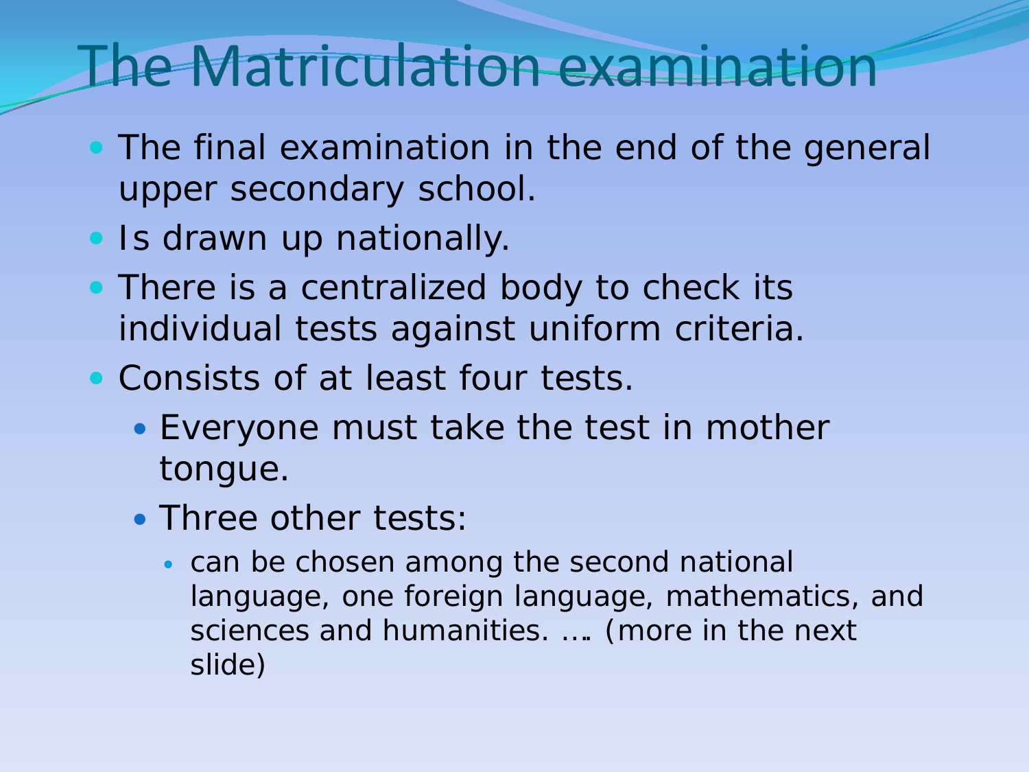# The Matriculation examination

- The final examination in the end of the general upper secondary school.
- Is drawn up nationally.
- There is a centralized body to check its individual tests against uniform criteria.
- Consists of at least four tests.
  - Everyone must take the test in mother tongue.
  - Three other tests:
    - can be chosen among the second national language, one foreign language, mathematics, and sciences and humanities. …. (more in the next slide)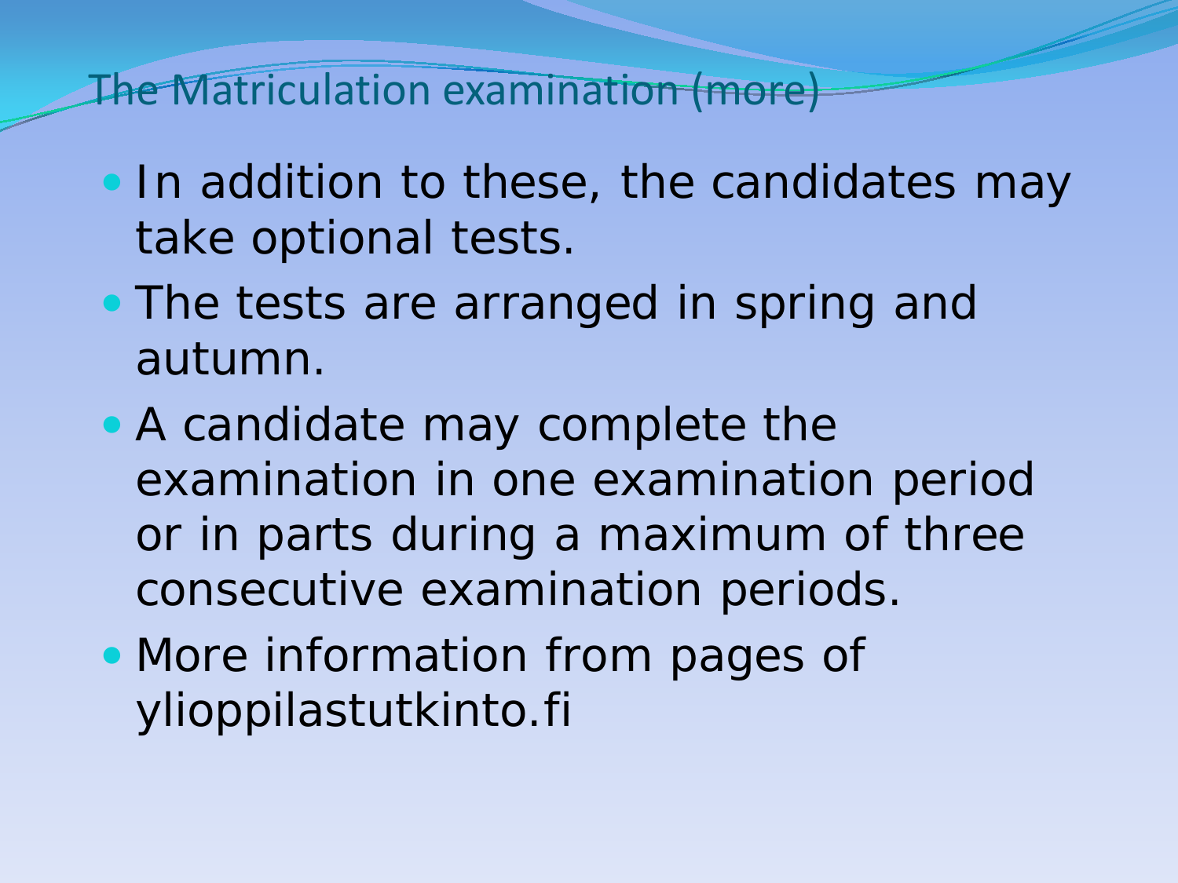# The Matriculation examination (more)

- In addition to these, the candidates may take optional tests.
- The tests are arranged in spring and autumn.
- A candidate may complete the examination in one examination period or in parts during a maximum of three consecutive examination periods.
- More information from pages of ylioppilastutkinto.fi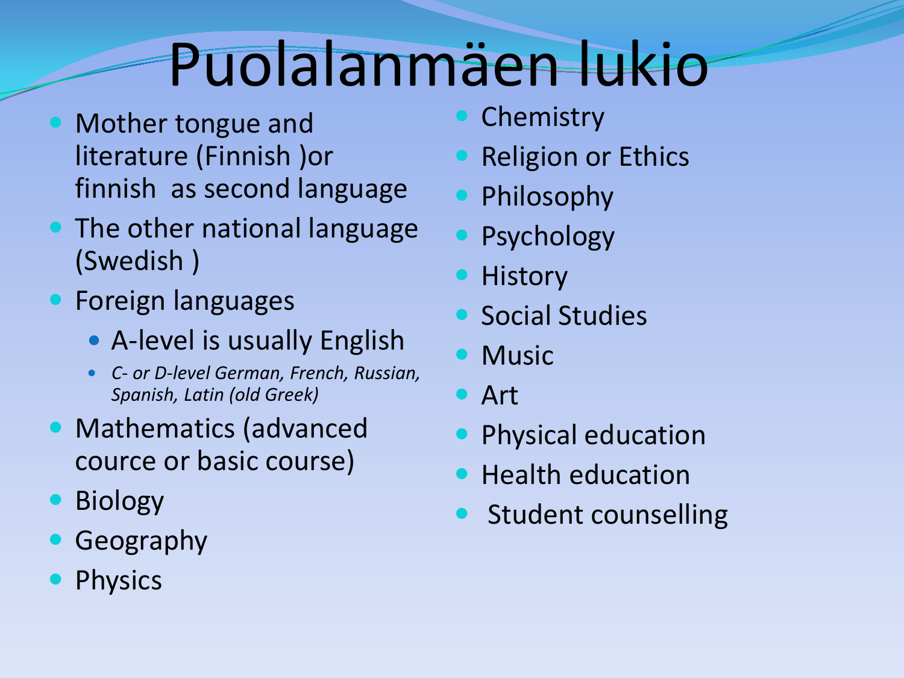# Puolalanmäen lukio

- Mother tongue and literature (Finnish )or finnish  as second language
- The other national language (Swedish )
- Foreign languages
  - A-level is usually English
  - *C- or D-level German, French, Russian, Spanish, Latin (old Greek)*
- Mathematics (advanced cource or basic course)
- Biology
- Geography
- Physics
- Chemistry
- Religion or Ethics
- Philosophy
- Psychology
- History
- Social Studies
- Music
- Art
- Physical education
- Health education
- Student counselling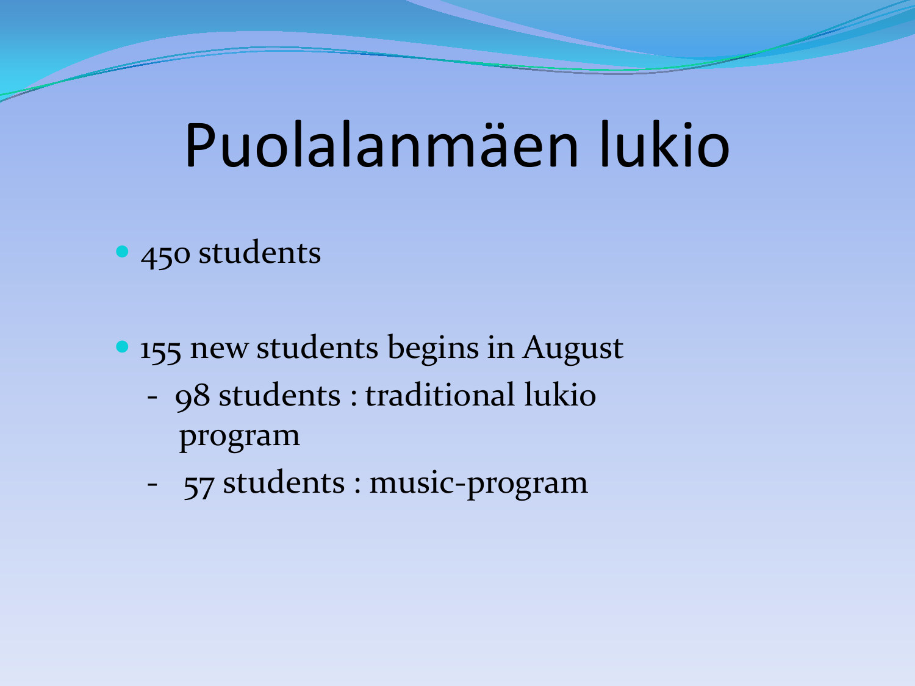# Puolalanmäen lukio

- 450 students
- 155 new students begins in August
  - 98 students : traditional lukio program
  - 57 students : music-program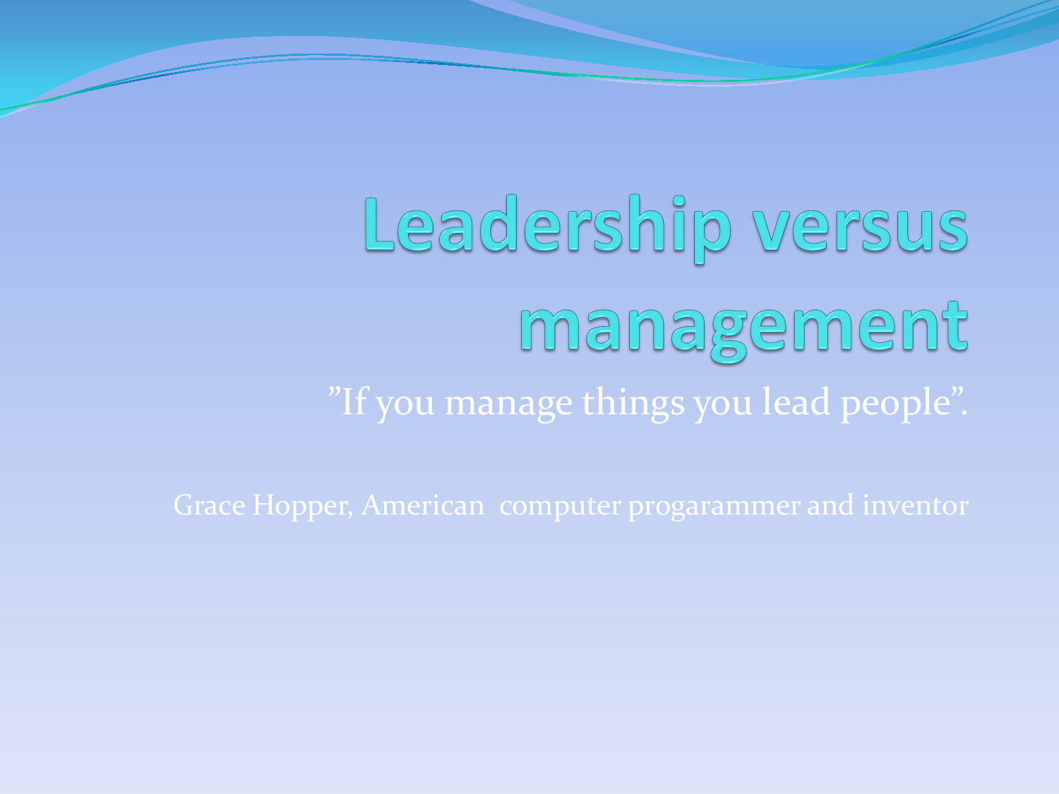# Leadership versus management

”If you manage things you lead people”.

Grace Hopper, American computer progarammer and inventor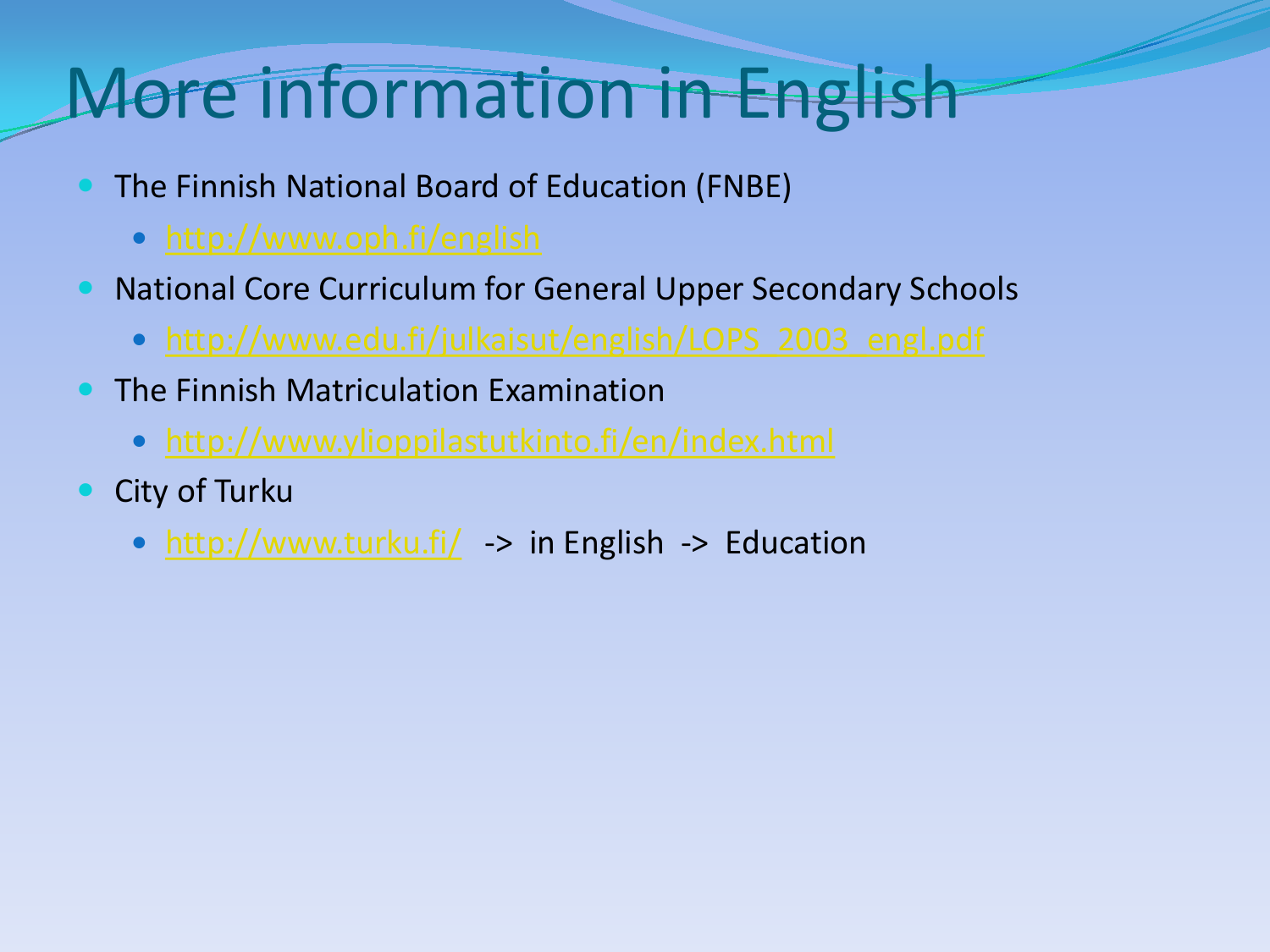# More information in English

- The Finnish National Board of Education (FNBE)
  - http://www.oph.fi/english
- National Core Curriculum for General Upper Secondary Schools
  - http://www.edu.fi/julkaisut/english/LOPS_2003_engl.pdf
- The Finnish Matriculation Examination
  - http://www.ylioppilastutkinto.fi/en/index.html
- City of Turku
  - http://www.turku.fi/ -> in English -> Education